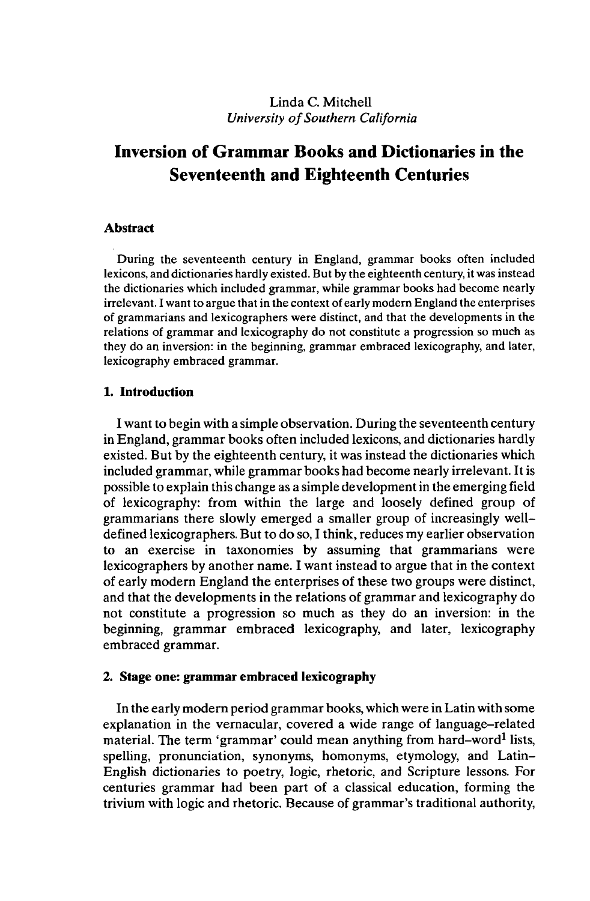Linda C. Mitchell

*University of Southern California*

# Inversion of Grammar Books and Dictionaries in the Seventeenth and Eighteenth Centuries

## Abstract

During the seventeenth century in England, grammar books often included lexicons, and dictionaries hardly existed. But by the eighteenth century, it was instead the dictionaries which included grammar, while grammar books had become nearly irrelevant. I want to argue that in the context of early modern England the enterprises of grammarians and lexicographers were distinct, and that the developments in the relations of grammar and lexicography do not constitute a progression so much as they do an inversion: in the beginning, grammar embraced lexicography, and later, lexicography embraced grammar.

## 1. Introduction

I want to begin with a simple observation. During the seventeenth century in England, grammar books often included lexicons, and dictionaries hardly existed. But by the eighteenth century, it was instead the dictionaries which included grammar, while grammar books had become nearly irrelevant. It is possible to explain this change as a simple development in the emerging field of lexicography: from within the large and loosely defined group of grammarians there slowly emerged a smaller group of increasingly well-defined lexicographers. But to do so, I think, reduces my earlier observation to an exercise in taxonomies by assuming that grammarians were lexicographers by another name. I want instead to argue that in the context of early modern England the enterprises of these two groups were distinct, and that the developments in the relations of grammar and lexicography do not constitute a progression so much as they do an inversion: in the beginning, grammar embraced lexicography, and later, lexicography embraced grammar.

## 2. Stage one: grammar embraced lexicography

In the early modern period grammar books, which were in Latin with some explanation in the vernacular, covered a wide range of language-related material. The term 'grammar' could mean anything from hard-word[1] lists, spelling, pronunciation, synonyms, homonyms, etymology, and Latin-English dictionaries to poetry, logic, rhetoric, and Scripture lessons. For centuries grammar had been part of a classical education, forming the trivium with logic and rhetoric. Because of grammar's traditional authority,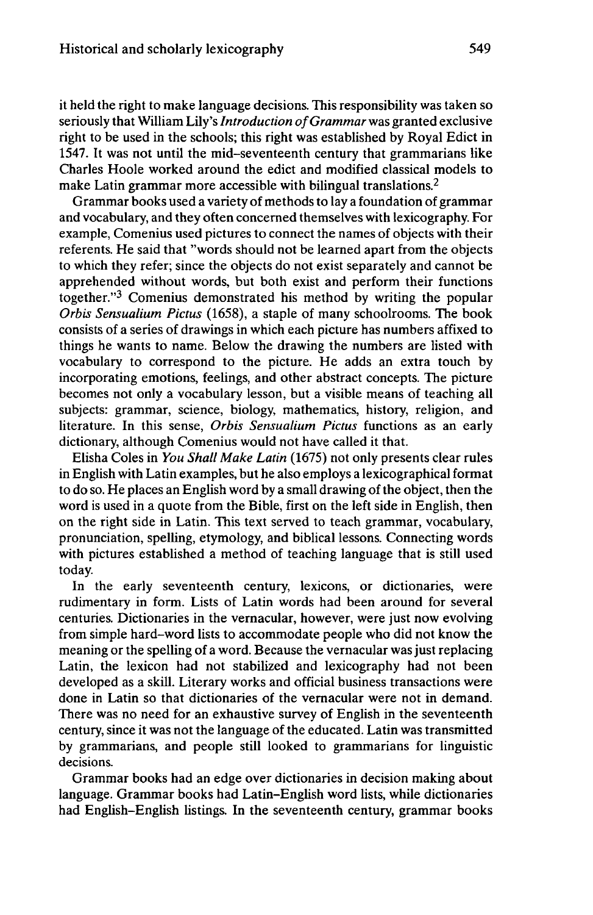it held the right to make language decisions. This responsibility was taken so seriously that William Lily's *Introduction of Grammar* was granted exclusive right to be used in the schools; this right was established by Royal Edict in 1547. It was not until the mid-seventeenth century that grammarians like Charles Hoole worked around the edict and modified classical models to make Latin grammar more accessible with bilingual translations.[2]

Grammar books used a variety of methods to lay a foundation of grammar and vocabulary, and they often concerned themselves with lexicography. For example, Comenius used pictures to connect the names of objects with their referents. He said that "words should not be learned apart from the objects to which they refer; since the objects do not exist separately and cannot be apprehended without words, but both exist and perform their functions together."[3] Comenius demonstrated his method by writing the popular *Orbis Sensualium Pictus* (1658), a staple of many schoolrooms. The book consists of a series of drawings in which each picture has numbers affixed to things he wants to name. Below the drawing the numbers are listed with vocabulary to correspond to the picture. He adds an extra touch by incorporating emotions, feelings, and other abstract concepts. The picture becomes not only a vocabulary lesson, but a visible means of teaching all subjects: grammar, science, biology, mathematics, history, religion, and literature. In this sense, *Orbis Sensualium Pictus* functions as an early dictionary, although Comenius would not have called it that.

Elisha Coles in *You Shall Make Latin* (1675) not only presents clear rules in English with Latin examples, but he also employs a lexicographical format to do so. He places an English word by a small drawing of the object, then the word is used in a quote from the Bible, first on the left side in English, then on the right side in Latin. This text served to teach grammar, vocabulary, pronunciation, spelling, etymology, and biblical lessons. Connecting words with pictures established a method of teaching language that is still used today.

In the early seventeenth century, lexicons, or dictionaries, were rudimentary in form. Lists of Latin words had been around for several centuries. Dictionaries in the vernacular, however, were just now evolving from simple hard-word lists to accommodate people who did not know the meaning or the spelling of a word. Because the vernacular was just replacing Latin, the lexicon had not stabilized and lexicography had not been developed as a skill. Literary works and official business transactions were done in Latin so that dictionaries of the vernacular were not in demand. There was no need for an exhaustive survey of English in the seventeenth century, since it was not the language of the educated. Latin was transmitted by grammarians, and people still looked to grammarians for linguistic decisions.

Grammar books had an edge over dictionaries in decision making about language. Grammar books had Latin–English word lists, while dictionaries had English–English listings. In the seventeenth century, grammar books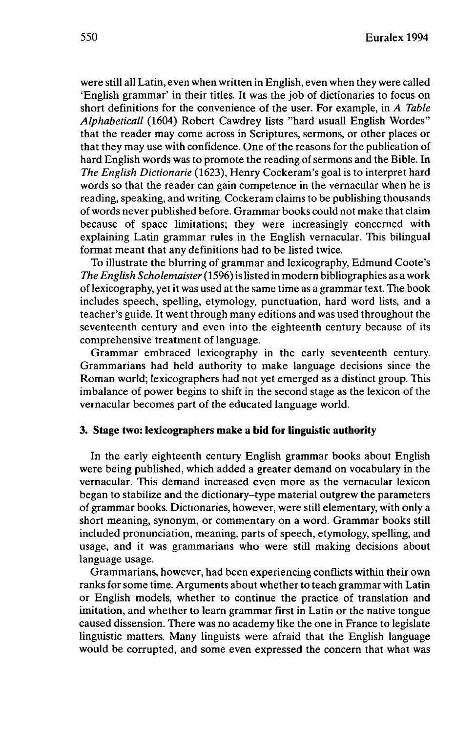were still all Latin, even when written in English, even when they were called 'English grammar' in their titles. It was the job of dictionaries to focus on short definitions for the convenience of the user. For example, in *A Table Alphabeticall* (1604) Robert Cawdrey lists "hard usuall English Wordes" that the reader may come across in Scriptures, sermons, or other places or that they may use with confidence. One of the reasons for the publication of hard English words was to promote the reading of sermons and the Bible. In *The English Dictionarie* (1623), Henry Cockeram's goal is to interpret hard words so that the reader can gain competence in the vernacular when he is reading, speaking, and writing. Cockeram claims to be publishing thousands of words never published before. Grammar books could not make that claim because of space limitations; they were increasingly concerned with explaining Latin grammar rules in the English vernacular. This bilingual format meant that any definitions had to be listed twice.

To illustrate the blurring of grammar and lexicography, Edmund Coote's *The English Scholemaister* (1596) is listed in modern bibliographies as a work of lexicography, yet it was used at the same time as a grammar text. The book includes speech, spelling, etymology, punctuation, hard word lists, and a teacher's guide. It went through many editions and was used throughout the seventeenth century and even into the eighteenth century because of its comprehensive treatment of language.

Grammar embraced lexicography in the early seventeenth century. Grammarians had held authority to make language decisions since the Roman world; lexicographers had not yet emerged as a distinct group. This imbalance of power begins to shift in the second stage as the lexicon of the vernacular becomes part of the educated language world.

## 3. Stage two: lexicographers make a bid for linguistic authority

In the early eighteenth century English grammar books about English were being published, which added a greater demand on vocabulary in the vernacular. This demand increased even more as the vernacular lexicon began to stabilize and the dictionary-type material outgrew the parameters of grammar books. Dictionaries, however, were still elementary, with only a short meaning, synonym, or commentary on a word. Grammar books still included pronunciation, meaning, parts of speech, etymology, spelling, and usage, and it was grammarians who were still making decisions about language usage.

Grammarians, however, had been experiencing conflicts within their own ranks for some time. Arguments about whether to teach grammar with Latin or English models, whether to continue the practice of translation and imitation, and whether to learn grammar first in Latin or the native tongue caused dissension. There was no academy like the one in France to legislate linguistic matters. Many linguists were afraid that the English language would be corrupted, and some even expressed the concern that what was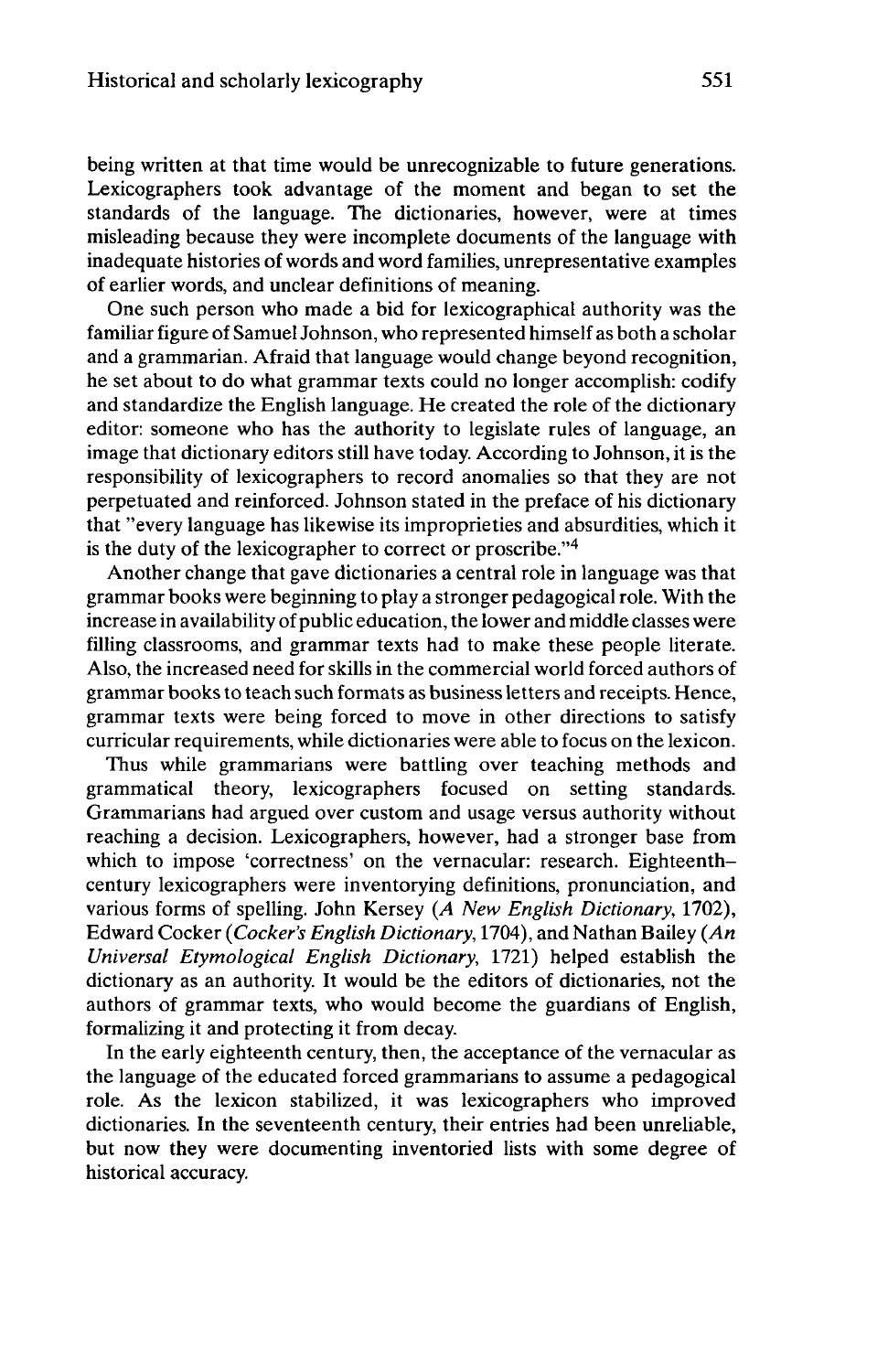being written at that time would be unrecognizable to future generations. Lexicographers took advantage of the moment and began to set the standards of the language. The dictionaries, however, were at times misleading because they were incomplete documents of the language with inadequate histories of words and word families, unrepresentative examples of earlier words, and unclear definitions of meaning.

One such person who made a bid for lexicographical authority was the familiar figure of Samuel Johnson, who represented himself as both a scholar and a grammarian. Afraid that language would change beyond recognition, he set about to do what grammar texts could no longer accomplish: codify and standardize the English language. He created the role of the dictionary editor: someone who has the authority to legislate rules of language, an image that dictionary editors still have today. According to Johnson, it is the responsibility of lexicographers to record anomalies so that they are not perpetuated and reinforced. Johnson stated in the preface of his dictionary that "every language has likewise its improprieties and absurdities, which it is the duty of the lexicographer to correct or proscribe."[4]

Another change that gave dictionaries a central role in language was that grammar books were beginning to play a stronger pedagogical role. With the increase in availability of public education, the lower and middle classes were filling classrooms, and grammar texts had to make these people literate. Also, the increased need for skills in the commercial world forced authors of grammar books to teach such formats as business letters and receipts. Hence, grammar texts were being forced to move in other directions to satisfy curricular requirements, while dictionaries were able to focus on the lexicon.

Thus while grammarians were battling over teaching methods and grammatical theory, lexicographers focused on setting standards. Grammarians had argued over custom and usage versus authority without reaching a decision. Lexicographers, however, had a stronger base from which to impose 'correctness' on the vernacular: research. Eighteenth-century lexicographers were inventorying definitions, pronunciation, and various forms of spelling. John Kersey (*A New English Dictionary*, 1702), Edward Cocker (*Cocker's English Dictionary*, 1704), and Nathan Bailey (*An Universal Etymological English Dictionary*, 1721) helped establish the dictionary as an authority. It would be the editors of dictionaries, not the authors of grammar texts, who would become the guardians of English, formalizing it and protecting it from decay.

In the early eighteenth century, then, the acceptance of the vernacular as the language of the educated forced grammarians to assume a pedagogical role. As the lexicon stabilized, it was lexicographers who improved dictionaries. In the seventeenth century, their entries had been unreliable, but now they were documenting inventoried lists with some degree of historical accuracy.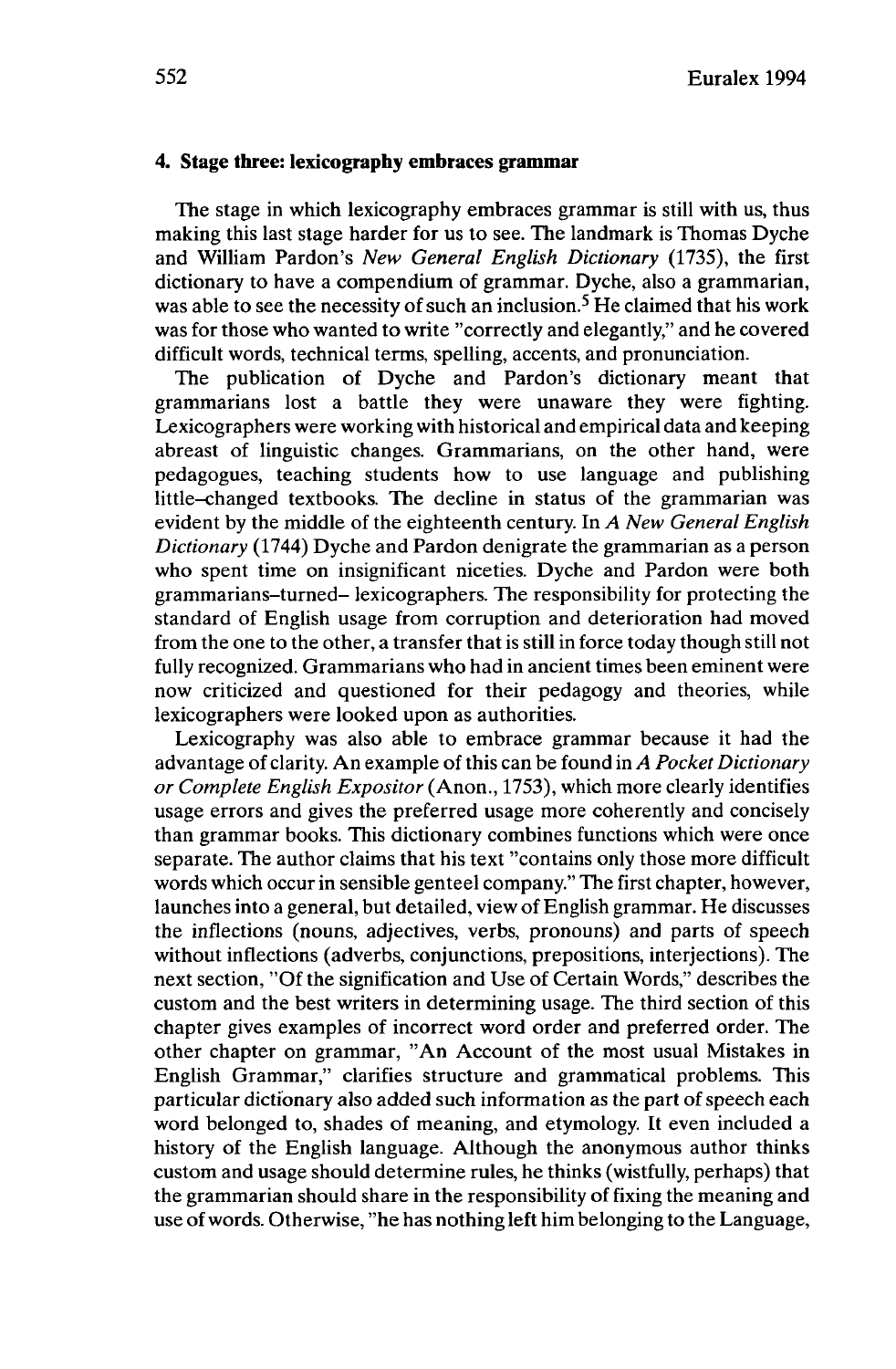## 4. Stage three: lexicography embraces grammar

The stage in which lexicography embraces grammar is still with us, thus making this last stage harder for us to see. The landmark is Thomas Dyche and William Pardon's *New General English Dictionary* (1735), the first dictionary to have a compendium of grammar. Dyche, also a grammarian, was able to see the necessity of such an inclusion.[5] He claimed that his work was for those who wanted to write "correctly and elegantly," and he covered difficult words, technical terms, spelling, accents, and pronunciation.

The publication of Dyche and Pardon's dictionary meant that grammarians lost a battle they were unaware they were fighting. Lexicographers were working with historical and empirical data and keeping abreast of linguistic changes. Grammarians, on the other hand, were pedagogues, teaching students how to use language and publishing little–changed textbooks. The decline in status of the grammarian was evident by the middle of the eighteenth century. In *A New General English Dictionary* (1744) Dyche and Pardon denigrate the grammarian as a person who spent time on insignificant niceties. Dyche and Pardon were both grammarians–turned– lexicographers. The responsibility for protecting the standard of English usage from corruption and deterioration had moved from the one to the other, a transfer that is still in force today though still not fully recognized. Grammarians who had in ancient times been eminent were now criticized and questioned for their pedagogy and theories, while lexicographers were looked upon as authorities.

Lexicography was also able to embrace grammar because it had the advantage of clarity. An example of this can be found in *A Pocket Dictionary or Complete English Expositor* (Anon., 1753), which more clearly identifies usage errors and gives the preferred usage more coherently and concisely than grammar books. This dictionary combines functions which were once separate. The author claims that his text "contains only those more difficult words which occur in sensible genteel company." The first chapter, however, launches into a general, but detailed, view of English grammar. He discusses the inflections (nouns, adjectives, verbs, pronouns) and parts of speech without inflections (adverbs, conjunctions, prepositions, interjections). The next section, "Of the signification and Use of Certain Words," describes the custom and the best writers in determining usage. The third section of this chapter gives examples of incorrect word order and preferred order. The other chapter on grammar, "An Account of the most usual Mistakes in English Grammar," clarifies structure and grammatical problems. This particular dictionary also added such information as the part of speech each word belonged to, shades of meaning, and etymology. It even included a history of the English language. Although the anonymous author thinks custom and usage should determine rules, he thinks (wistfully, perhaps) that the grammarian should share in the responsibility of fixing the meaning and use of words. Otherwise, "he has nothing left him belonging to the Language,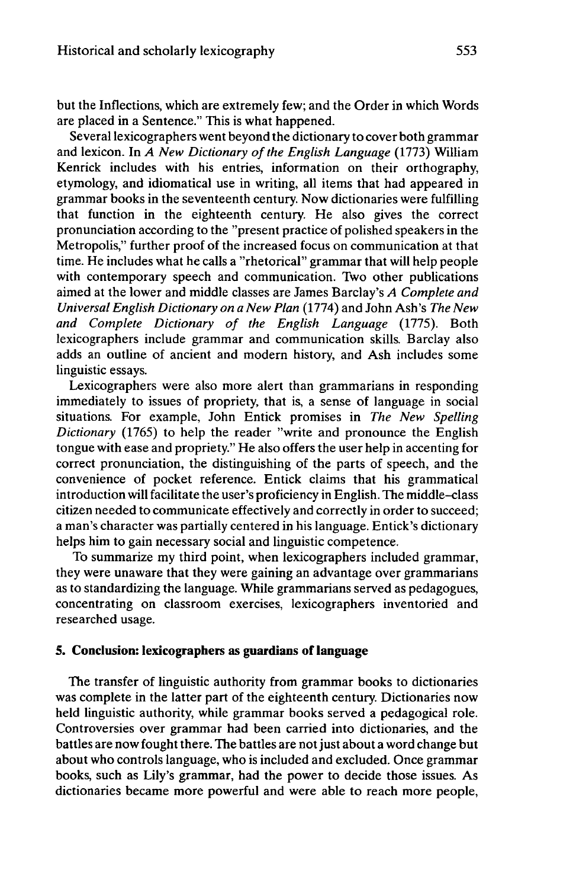but the Inflections, which are extremely few; and the Order in which Words are placed in a Sentence." This is what happened.

Several lexicographers went beyond the dictionary to cover both grammar and lexicon. In *A New Dictionary of the English Language* (1773) William Kenrick includes with his entries, information on their orthography, etymology, and idiomatical use in writing, all items that had appeared in grammar books in the seventeenth century. Now dictionaries were fulfilling that function in the eighteenth century. He also gives the correct pronunciation according to the "present practice of polished speakers in the Metropolis," further proof of the increased focus on communication at that time. He includes what he calls a "rhetorical" grammar that will help people with contemporary speech and communication. Two other publications aimed at the lower and middle classes are James Barclay's *A Complete and Universal English Dictionary on a New Plan* (1774) and John Ash's *The New and Complete Dictionary of the English Language* (1775). Both lexicographers include grammar and communication skills. Barclay also adds an outline of ancient and modern history, and Ash includes some linguistic essays.

Lexicographers were also more alert than grammarians in responding immediately to issues of propriety, that is, a sense of language in social situations. For example, John Entick promises in *The New Spelling Dictionary* (1765) to help the reader "write and pronounce the English tongue with ease and propriety." He also offers the user help in accenting for correct pronunciation, the distinguishing of the parts of speech, and the convenience of pocket reference. Entick claims that his grammatical introduction will facilitate the user's proficiency in English. The middle-class citizen needed to communicate effectively and correctly in order to succeed; a man's character was partially centered in his language. Entick's dictionary helps him to gain necessary social and linguistic competence.

To summarize my third point, when lexicographers included grammar, they were unaware that they were gaining an advantage over grammarians as to standardizing the language. While grammarians served as pedagogues, concentrating on classroom exercises, lexicographers inventoried and researched usage.

## 5. Conclusion: lexicographers as guardians of language

The transfer of linguistic authority from grammar books to dictionaries was complete in the latter part of the eighteenth century. Dictionaries now held linguistic authority, while grammar books served a pedagogical role. Controversies over grammar had been carried into dictionaries, and the battles are now fought there. The battles are not just about a word change but about who controls language, who is included and excluded. Once grammar books, such as Lily's grammar, had the power to decide those issues. As dictionaries became more powerful and were able to reach more people,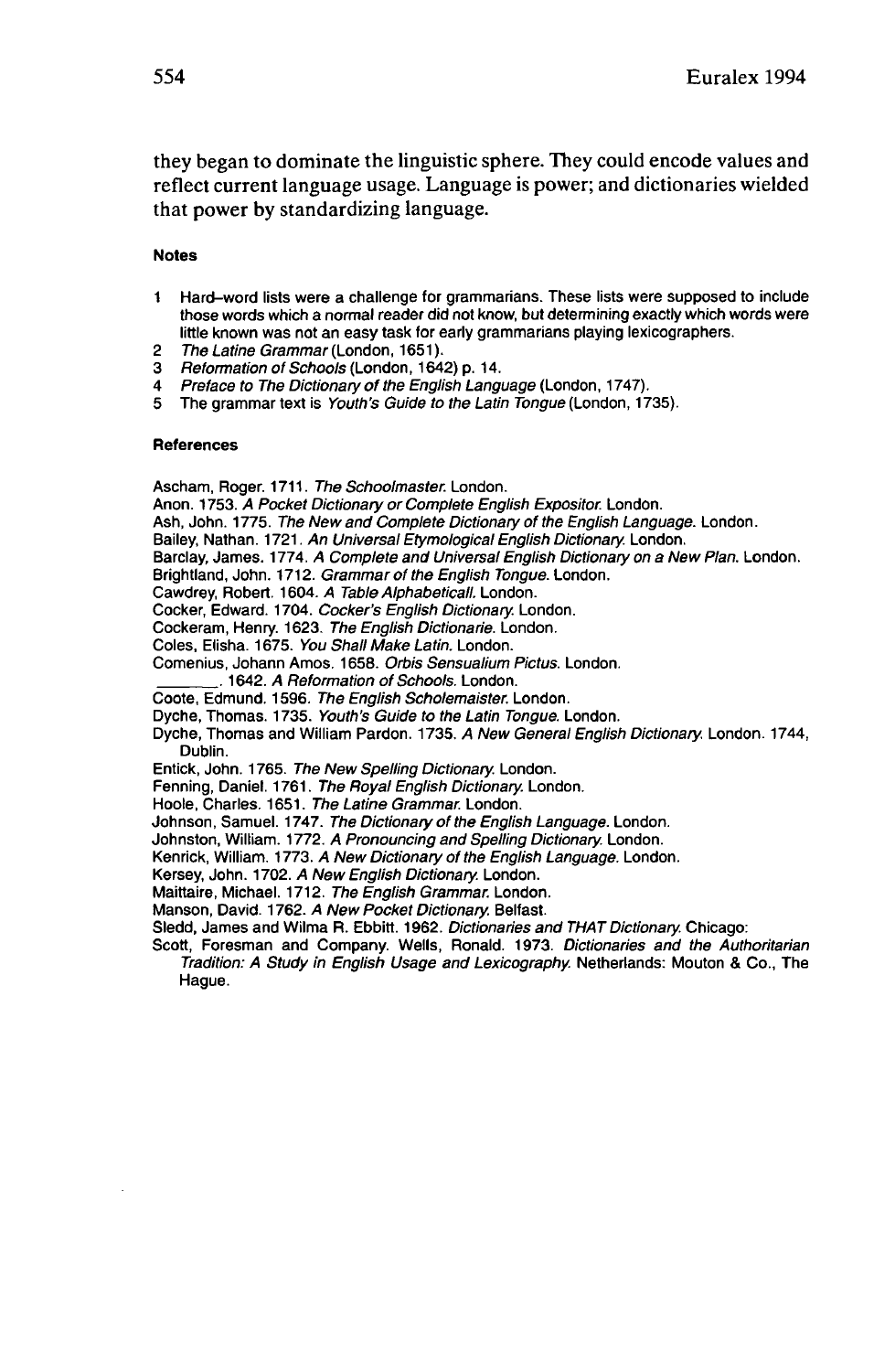they began to dominate the linguistic sphere. They could encode values and reflect current language usage. Language is power; and dictionaries wielded that power by standardizing language.

#### Notes

1. Hard–word lists were a challenge for grammarians. These lists were supposed to include those words which a normal reader did not know, but determining exactly which words were little known was not an easy task for early grammarians playing lexicographers.
2. *The Latine Grammar* (London, 1651).
3. *Reformation of Schools* (London, 1642) p. 14.
4. *Preface to The Dictionary of the English Language* (London, 1747).
5. The grammar text is *Youth's Guide to the Latin Tongue* (London, 1735).

#### References

Ascham, Roger. 1711. *The Schoolmaster.* London.

Anon. 1753. *A Pocket Dictionary or Complete English Expositor.* London.

Ash, John. 1775. *The New and Complete Dictionary of the English Language.* London.

Bailey, Nathan. 1721. *An Universal Etymological English Dictionary.* London.

Barclay, James. 1774. *A Complete and Universal English Dictionary on a New Plan.* London.

Brightland, John. 1712. *Grammar of the English Tongue.* London.

Cawdrey, Robert. 1604. *A Table Alphabeticall.* London.

Cocker, Edward. 1704. *Cocker's English Dictionary.* London.

Cockeram, Henry. 1623. *The English Dictionarie.* London.

Coles, Elisha. 1675. *You Shall Make Latin.* London.

Comenius, Johann Amos. 1658. *Orbis Sensualium Pictus.* London.

\_\_\_\_\_\_\_. 1642. *A Reformation of Schools.* London.

Coote, Edmund. 1596. *The English Scholemaister.* London.

Dyche, Thomas. 1735. *Youth's Guide to the Latin Tongue.* London.

Dyche, Thomas and William Pardon. 1735. *A New General English Dictionary.* London. 1744, Dublin.

Entick, John. 1765. *The New Spelling Dictionary.* London.

Fenning, Daniel. 1761. *The Royal English Dictionary.* London.

Hoole, Charles. 1651. *The Latine Grammar.* London.

Johnson, Samuel. 1747. *The Dictionary of the English Language.* London.

Johnston, William. 1772. *A Pronouncing and Spelling Dictionary.* London.

Kenrick, William. 1773. *A New Dictionary of the English Language.* London.

Kersey, John. 1702. *A New English Dictionary.* London.

Maittaire, Michael. 1712. *The English Grammar.* London.

Manson, David. 1762. *A New Pocket Dictionary.* Belfast.

Sledd, James and Wilma R. Ebbitt. 1962. *Dictionaries and THAT Dictionary.* Chicago:

Scott, Foresman and Company. Wells, Ronald. 1973. *Dictionaries and the Authoritarian Tradition: A Study in English Usage and Lexicography.* Netherlands: Mouton & Co., The Hague.